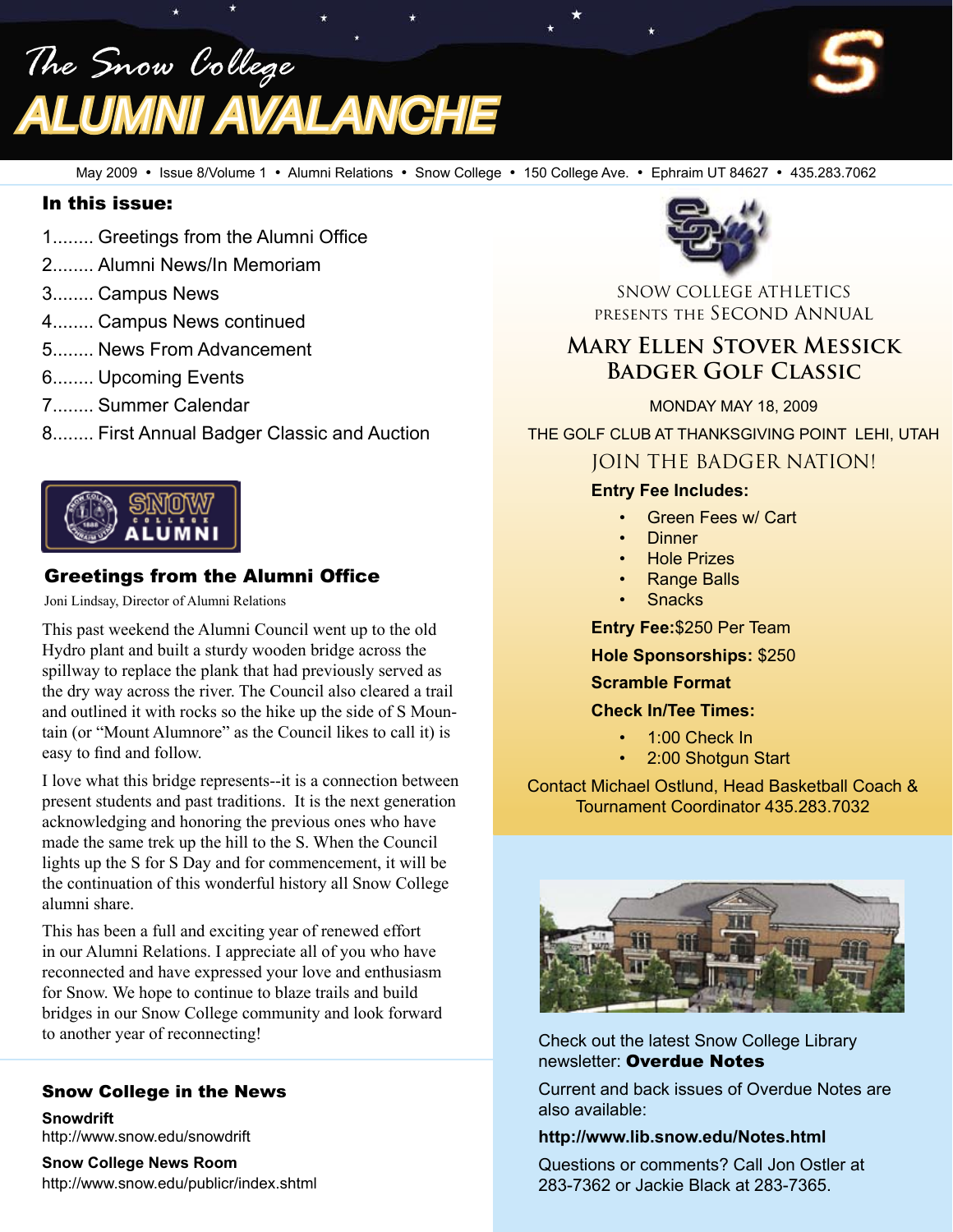# The Snow College ALUMNI AVALANCHE

May 2009 • Issue 8/Volume 1 • Alumni Relations • Snow College • 150 College Ave. • Ephraim UT 84627 • 435.283.7062

## In this issue:

1........ Greetings from the Alumni Office
2........ Alumni News/In Memoriam
3........ Campus News
4........ Campus News continued
5........ News From Advancement
6........ Upcoming Events
7........ Summer Calendar
8........ First Annual Badger Classic and Auction

## Greetings from the Alumni Office

Joni Lindsay, Director of Alumni Relations

This past weekend the Alumni Council went up to the old Hydro plant and built a sturdy wooden bridge across the spillway to replace the plank that had previously served as the dry way across the river. The Council also cleared a trail and outlined it with rocks so the hike up the side of S Mountain (or "Mount Alumnore" as the Council likes to call it) is easy to find and follow.

I love what this bridge represents--it is a connection between present students and past traditions. It is the next generation acknowledging and honoring the previous ones who have made the same trek up the hill to the S. When the Council lights up the S for S Day and for commencement, it will be the continuation of this wonderful history all Snow College alumni share.

This has been a full and exciting year of renewed effort in our Alumni Relations. I appreciate all of you who have reconnected and have expressed your love and enthusiasm for Snow. We hope to continue to blaze trails and build bridges in our Snow College community and look forward to another year of reconnecting!

## Snow College in the News

**Snowdrift**
http://www.snow.edu/snowdrift

**Snow College News Room**
http://www.snow.edu/publicr/index.shtml

---

SNOW COLLEGE ATHLETICS
PRESENTS THE SECOND ANNUAL

## MARY ELLEN STOVER MESSICK BADGER GOLF CLASSIC

MONDAY MAY 18, 2009

THE GOLF CLUB AT THANKSGIVING POINT LEHI, UTAH

JOIN THE BADGER NATION!

**Entry Fee Includes:**

- Green Fees w/ Cart
- Dinner
- Hole Prizes
- Range Balls
- Snacks

**Entry Fee:**$250 Per Team

**Hole Sponsorships:** $250

**Scramble Format**

**Check In/Tee Times:**

- 1:00 Check In
- 2:00 Shotgun Start

Contact Michael Ostlund, Head Basketball Coach & Tournament Coordinator 435.283.7032

---

Check out the latest Snow College Library newsletter: **Overdue Notes**

Current and back issues of Overdue Notes are also available:

**http://www.lib.snow.edu/Notes.html**

Questions or comments? Call Jon Ostler at 283-7362 or Jackie Black at 283-7365.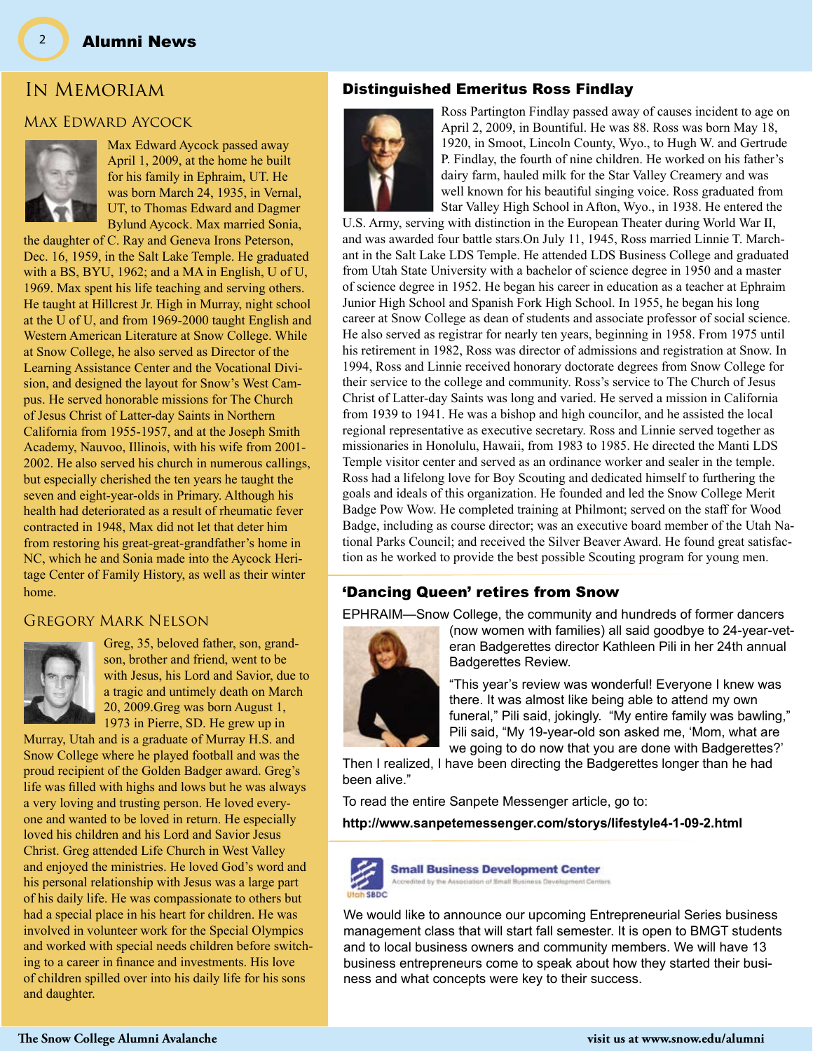## In Memoriam

### Max Edward Aycock

Max Edward Aycock passed away April 1, 2009, at the home he built for his family in Ephraim, UT. He was born March 24, 1935, in Vernal, UT, to Thomas Edward and Dagmer Bylund Aycock. Max married Sonia, the daughter of C. Ray and Geneva Irons Peterson, Dec. 16, 1959, in the Salt Lake Temple. He graduated with a BS, BYU, 1962; and a MA in English, U of U, 1969. Max spent his life teaching and serving others. He taught at Hillcrest Jr. High in Murray, night school at the U of U, and from 1969-2000 taught English and Western American Literature at Snow College. While at Snow College, he also served as Director of the Learning Assistance Center and the Vocational Division, and designed the layout for Snow's West Campus. He served honorable missions for The Church of Jesus Christ of Latter-day Saints in Northern California from 1955-1957, and at the Joseph Smith Academy, Nauvoo, Illinois, with his wife from 2001-2002. He also served his church in numerous callings, but especially cherished the ten years he taught the seven and eight-year-olds in Primary. Although his health had deteriorated as a result of rheumatic fever contracted in 1948, Max did not let that deter him from restoring his great-great-grandfather's home in NC, which he and Sonia made into the Aycock Heritage Center of Family History, as well as their winter home.

### Gregory Mark Nelson

Greg, 35, beloved father, son, grandson, brother and friend, went to be with Jesus, his Lord and Savior, due to a tragic and untimely death on March 20, 2009.Greg was born August 1, 1973 in Pierre, SD. He grew up in Murray, Utah and is a graduate of Murray H.S. and Snow College where he played football and was the proud recipient of the Golden Badger award. Greg's life was filled with highs and lows but he was always a very loving and trusting person. He loved everyone and wanted to be loved in return. He especially loved his children and his Lord and Savior Jesus Christ. Greg attended Life Church in West Valley and enjoyed the ministries. He loved God's word and his personal relationship with Jesus was a large part of his daily life. He was compassionate to others but had a special place in his heart for children. He was involved in volunteer work for the Special Olympics and worked with special needs children before switching to a career in finance and investments. His love of children spilled over into his daily life for his sons and daughter.

## Distinguished Emeritus Ross Findlay

Ross Partington Findlay passed away of causes incident to age on April 2, 2009, in Bountiful. He was 88. Ross was born May 18, 1920, in Smoot, Lincoln County, Wyo., to Hugh W. and Gertrude P. Findlay, the fourth of nine children. He worked on his father's dairy farm, hauled milk for the Star Valley Creamery and was well known for his beautiful singing voice. Ross graduated from Star Valley High School in Afton, Wyo., in 1938. He entered the U.S. Army, serving with distinction in the European Theater during World War II, and was awarded four battle stars.On July 11, 1945, Ross married Linnie T. Marchant in the Salt Lake LDS Temple. He attended LDS Business College and graduated from Utah State University with a bachelor of science degree in 1950 and a master of science degree in 1952. He began his career in education as a teacher at Ephraim Junior High School and Spanish Fork High School. In 1955, he began his long career at Snow College as dean of students and associate professor of social science. He also served as registrar for nearly ten years, beginning in 1958. From 1975 until his retirement in 1982, Ross was director of admissions and registration at Snow. In 1994, Ross and Linnie received honorary doctorate degrees from Snow College for their service to the college and community. Ross's service to The Church of Jesus Christ of Latter-day Saints was long and varied. He served a mission in California from 1939 to 1941. He was a bishop and high councilor, and he assisted the local regional representative as executive secretary. Ross and Linnie served together as missionaries in Honolulu, Hawaii, from 1983 to 1985. He directed the Manti LDS Temple visitor center and served as an ordinance worker and sealer in the temple. Ross had a lifelong love for Boy Scouting and dedicated himself to furthering the goals and ideals of this organization. He founded and led the Snow College Merit Badge Pow Wow. He completed training at Philmont; served on the staff for Wood Badge, including as course director; was an executive board member of the Utah National Parks Council; and received the Silver Beaver Award. He found great satisfaction as he worked to provide the best possible Scouting program for young men.

## 'Dancing Queen' retires from Snow

EPHRAIM—Snow College, the community and hundreds of former dancers (now women with families) all said goodbye to 24-year-veteran Badgerettes director Kathleen Pili in her 24th annual Badgerettes Review.

"This year's review was wonderful! Everyone I knew was there. It was almost like being able to attend my own funeral," Pili said, jokingly. "My entire family was bawling," Pili said, "My 19-year-old son asked me, 'Mom, what are we going to do now that you are done with Badgerettes?' Then I realized, I have been directing the Badgerettes longer than he had been alive."

To read the entire Sanpete Messenger article, go to:

**http://www.sanpetemessenger.com/storys/lifestyle4-1-09-2.html**

**Small Business Development Center**
Accredited by the Association of Small Business Development Centers
Utah SBDC

We would like to announce our upcoming Entrepreneurial Series business management class that will start fall semester. It is open to BMGT students and to local business owners and community members. We will have 13 business entrepreneurs come to speak about how they started their business and what concepts were key to their success.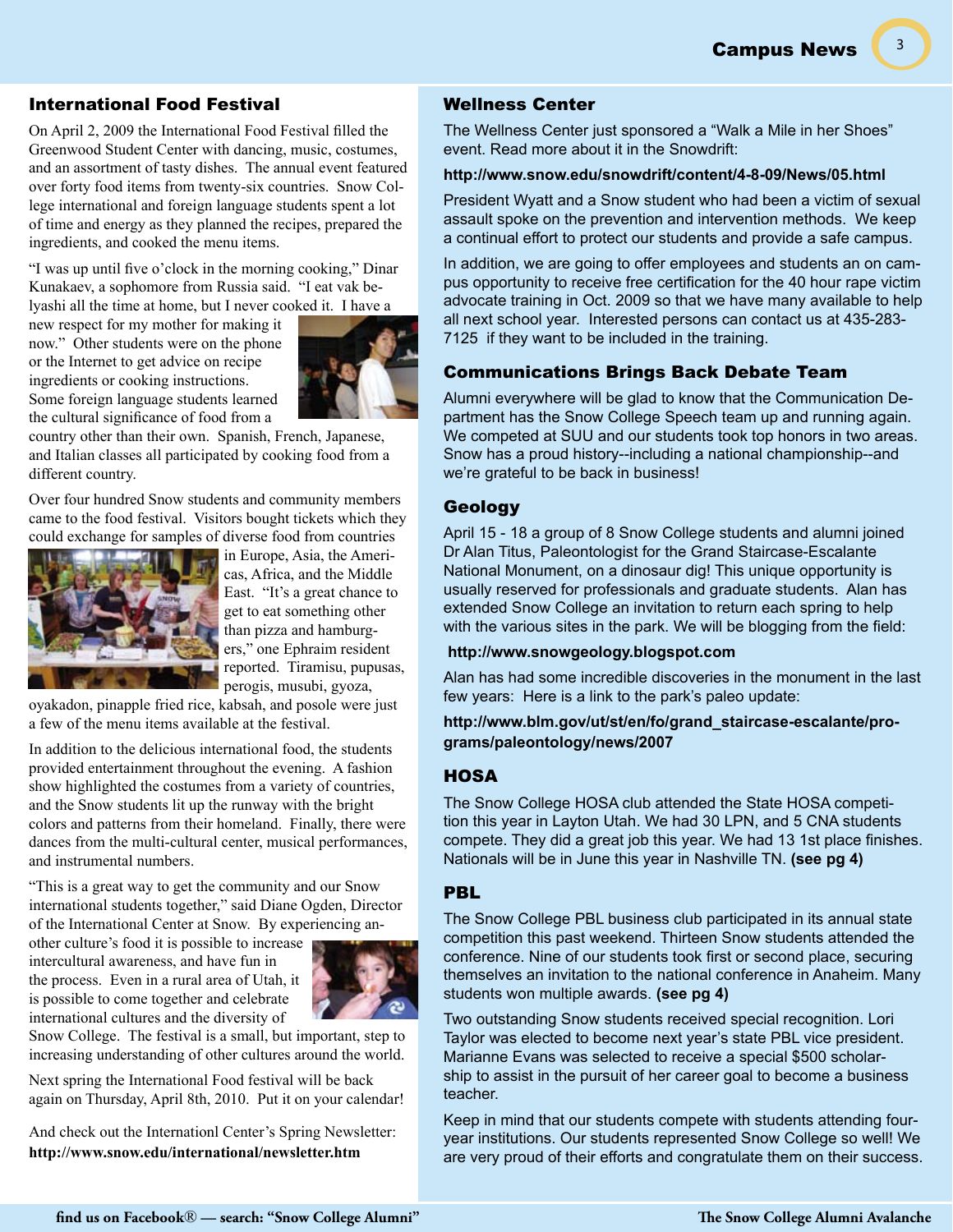## International Food Festival

On April 2, 2009 the International Food Festival filled the Greenwood Student Center with dancing, music, costumes, and an assortment of tasty dishes. The annual event featured over forty food items from twenty-six countries. Snow College international and foreign language students spent a lot of time and energy as they planned the recipes, prepared the ingredients, and cooked the menu items.

"I was up until five o'clock in the morning cooking," Dinar Kunakaev, a sophomore from Russia said. "I eat vak belyashi all the time at home, but I never cooked it. I have a new respect for my mother for making it now." Other students were on the phone or the Internet to get advice on recipe ingredients or cooking instructions. Some foreign language students learned the cultural significance of food from a country other than their own. Spanish, French, Japanese, and Italian classes all participated by cooking food from a different country.

Over four hundred Snow students and community members came to the food festival. Visitors bought tickets which they could exchange for samples of diverse food from countries in Europe, Asia, the Americas, Africa, and the Middle East. "It's a great chance to get to eat something other than pizza and hamburgers," one Ephraim resident reported. Tiramisu, pupusas, perogis, musubi, gyoza, oyakadon, pinapple fried rice, kabsah, and posole were just a few of the menu items available at the festival.

In addition to the delicious international food, the students provided entertainment throughout the evening. A fashion show highlighted the costumes from a variety of countries, and the Snow students lit up the runway with the bright colors and patterns from their homeland. Finally, there were dances from the multi-cultural center, musical performances, and instrumental numbers.

"This is a great way to get the community and our Snow international students together," said Diane Ogden, Director of the International Center at Snow. By experiencing another culture's food it is possible to increase intercultural awareness, and have fun in the process. Even in a rural area of Utah, it is possible to come together and celebrate international cultures and the diversity of Snow College. The festival is a small, but important, step to increasing understanding of other cultures around the world.

Next spring the International Food festival will be back again on Thursday, April 8th, 2010. Put it on your calendar!

And check out the Internationl Center's Spring Newsletter: **http://www.snow.edu/international/newsletter.htm**

## Wellness Center

The Wellness Center just sponsored a "Walk a Mile in her Shoes" event. Read more about it in the Snowdrift:

**http://www.snow.edu/snowdrift/content/4-8-09/News/05.html**

President Wyatt and a Snow student who had been a victim of sexual assault spoke on the prevention and intervention methods. We keep a continual effort to protect our students and provide a safe campus.

In addition, we are going to offer employees and students an on campus opportunity to receive free certification for the 40 hour rape victim advocate training in Oct. 2009 so that we have many available to help all next school year. Interested persons can contact us at 435-283-7125 if they want to be included in the training.

## Communications Brings Back Debate Team

Alumni everywhere will be glad to know that the Communication Department has the Snow College Speech team up and running again. We competed at SUU and our students took top honors in two areas. Snow has a proud history--including a national championship--and we're grateful to be back in business!

## Geology

April 15 - 18 a group of 8 Snow College students and alumni joined Dr Alan Titus, Paleontologist for the Grand Staircase-Escalante National Monument, on a dinosaur dig! This unique opportunity is usually reserved for professionals and graduate students. Alan has extended Snow College an invitation to return each spring to help with the various sites in the park. We will be blogging from the field:

**http://www.snowgeology.blogspot.com**

Alan has had some incredible discoveries in the monument in the last few years: Here is a link to the park's paleo update:

**http://www.blm.gov/ut/st/en/fo/grand_staircase-escalante/programs/paleontology/news/2007**

## HOSA

The Snow College HOSA club attended the State HOSA competition this year in Layton Utah. We had 30 LPN, and 5 CNA students compete. They did a great job this year. We had 13 1st place finishes. Nationals will be in June this year in Nashville TN. **(see pg 4)**

## PBL

The Snow College PBL business club participated in its annual state competition this past weekend. Thirteen Snow students attended the conference. Nine of our students took first or second place, securing themselves an invitation to the national conference in Anaheim. Many students won multiple awards. **(see pg 4)**

Two outstanding Snow students received special recognition. Lori Taylor was elected to become next year's state PBL vice president. Marianne Evans was selected to receive a special $500 scholarship to assist in the pursuit of her career goal to become a business teacher.

Keep in mind that our students compete with students attending four-year institutions. Our students represented Snow College so well! We are very proud of their efforts and congratulate them on their success.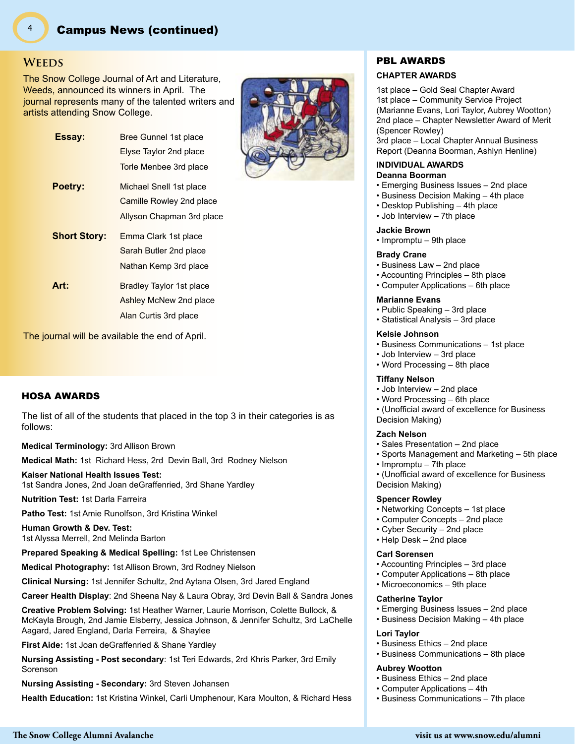## Campus News (continued)

### WEEDS

The Snow College Journal of Art and Literature, Weeds, announced its winners in April. The journal represents many of the talented writers and artists attending Snow College.

**Essay:**
Bree Gunnel 1st place
Elyse Taylor 2nd place
Torle Menbee 3rd place

**Poetry:**
Michael Snell 1st place
Camille Rowley 2nd place
Allyson Chapman 3rd place

**Short Story:**
Emma Clark 1st place
Sarah Butler 2nd place
Nathan Kemp 3rd place

**Art:**
Bradley Taylor 1st place
Ashley McNew 2nd place
Alan Curtis 3rd place

The journal will be available the end of April.

### HOSA AWARDS

The list of all of the students that placed in the top 3 in their categories is as follows:

**Medical Terminology:** 3rd Allison Brown

**Medical Math:** 1st Richard Hess, 2rd Devin Ball, 3rd Rodney Nielson

**Kaiser National Health Issues Test:**
1st Sandra Jones, 2nd Joan deGraffenried, 3rd Shane Yardley

**Nutrition Test:** 1st Darla Farreira

**Patho Test:** 1st Amie Runolfson, 3rd Kristina Winkel

**Human Growth & Dev. Test:**
1st Alyssa Merrell, 2nd Melinda Barton

**Prepared Speaking & Medical Spelling:** 1st Lee Christensen

**Medical Photography:** 1st Allison Brown, 3rd Rodney Nielson

**Clinical Nursing:** 1st Jennifer Schultz, 2nd Aytana Olsen, 3rd Jared England

**Career Health Display**: 2nd Sheena Nay & Laura Obray, 3rd Devin Ball & Sandra Jones

**Creative Problem Solving:** 1st Heather Warner, Laurie Morrison, Colette Bullock, & McKayla Brough, 2nd Jamie Elsberry, Jessica Johnson, & Jennifer Schultz, 3rd LaChelle Aagard, Jared England, Darla Ferreira, & Shaylee

**First Aide:** 1st Joan deGraffenried & Shane Yardley

**Nursing Assisting - Post secondary**: 1st Teri Edwards, 2rd Khris Parker, 3rd Emily Sorenson

**Nursing Assisting - Secondary:** 3rd Steven Johansen

**Health Education:** 1st Kristina Winkel, Carli Umphenour, Kara Moulton, & Richard Hess

### PBL AWARDS

#### CHAPTER AWARDS

1st place – Gold Seal Chapter Award
1st place – Community Service Project (Marianne Evans, Lori Taylor, Aubrey Wootton)
2nd place – Chapter Newsletter Award of Merit (Spencer Rowley)
3rd place – Local Chapter Annual Business Report (Deanna Boorman, Ashlyn Henline)

#### INDIVIDUAL AWARDS

**Deanna Boorman**
- Emerging Business Issues – 2nd place
- Business Decision Making – 4th place
- Desktop Publishing – 4th place
- Job Interview – 7th place

**Jackie Brown**
- Impromptu – 9th place

**Brady Crane**
- Business Law – 2nd place
- Accounting Principles – 8th place
- Computer Applications – 6th place

**Marianne Evans**
- Public Speaking – 3rd place
- Statistical Analysis – 3rd place

**Kelsie Johnson**
- Business Communications – 1st place
- Job Interview – 3rd place
- Word Processing – 8th place

**Tiffany Nelson**
- Job Interview – 2nd place
- Word Processing – 6th place
- (Unofficial award of excellence for Business Decision Making)

**Zach Nelson**
- Sales Presentation – 2nd place
- Sports Management and Marketing – 5th place
- Impromptu – 7th place
- (Unofficial award of excellence for Business Decision Making)

**Spencer Rowley**
- Networking Concepts – 1st place
- Computer Concepts – 2nd place
- Cyber Security – 2nd place
- Help Desk – 2nd place

**Carl Sorensen**
- Accounting Principles – 3rd place
- Computer Applications – 8th place
- Microeconomics – 9th place

**Catherine Taylor**
- Emerging Business Issues – 2nd place
- Business Decision Making – 4th place

**Lori Taylor**
- Business Ethics – 2nd place
- Business Communications – 8th place

**Aubrey Wootton**
- Business Ethics – 2nd place
- Computer Applications – 4th
- Business Communications – 7th place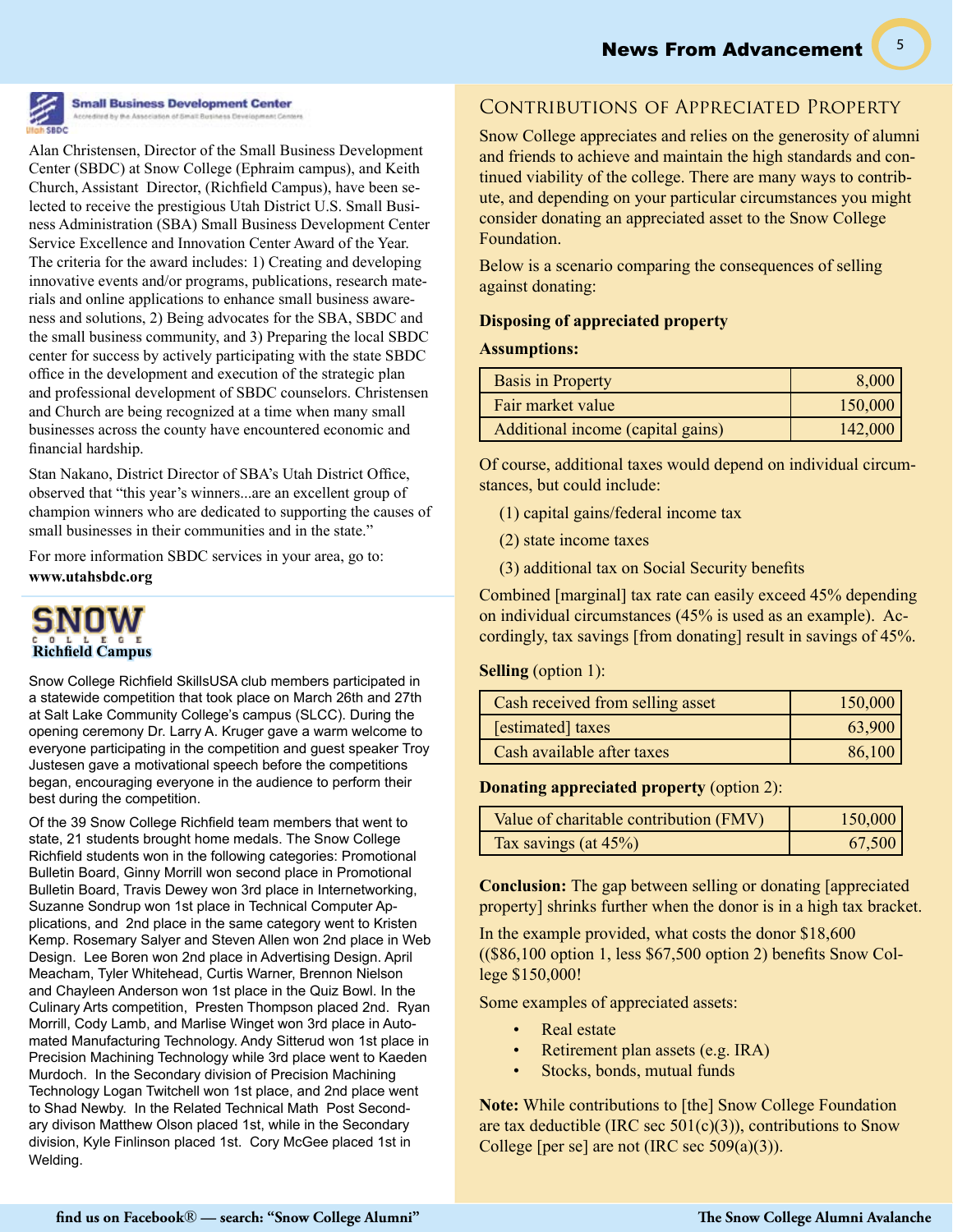## Small Business Development Center

Accredited by the Association of Small Business Development Centers

Utah SBDC

Alan Christensen, Director of the Small Business Development Center (SBDC) at Snow College (Ephraim campus), and Keith Church, Assistant Director, (Richfield Campus), have been selected to receive the prestigious Utah District U.S. Small Business Administration (SBA) Small Business Development Center Service Excellence and Innovation Center Award of the Year. The criteria for the award includes: 1) Creating and developing innovative events and/or programs, publications, research materials and online applications to enhance small business awareness and solutions, 2) Being advocates for the SBA, SBDC and the small business community, and 3) Preparing the local SBDC center for success by actively participating with the state SBDC office in the development and execution of the strategic plan and professional development of SBDC counselors. Christensen and Church are being recognized at a time when many small businesses across the county have encountered economic and financial hardship.

Stan Nakano, District Director of SBA's Utah District Office, observed that "this year's winners...are an excellent group of champion winners who are dedicated to supporting the causes of small businesses in their communities and in the state."

For more information SBDC services in your area, go to: **www.utahsbdc.org**

## SNOW COLLEGE Richfield Campus

Snow College Richfield SkillsUSA club members participated in a statewide competition that took place on March 26th and 27th at Salt Lake Community College's campus (SLCC). During the opening ceremony Dr. Larry A. Kruger gave a warm welcome to everyone participating in the competition and guest speaker Troy Justesen gave a motivational speech before the competitions began, encouraging everyone in the audience to perform their best during the competition.

Of the 39 Snow College Richfield team members that went to state, 21 students brought home medals. The Snow College Richfield students won in the following categories: Promotional Bulletin Board, Ginny Morrill won second place in Promotional Bulletin Board, Travis Dewey won 3rd place in Internetworking, Suzanne Sondrup won 1st place in Technical Computer Applications, and 2nd place in the same category went to Kristen Kemp. Rosemary Salyer and Steven Allen won 2nd place in Web Design. Lee Boren won 2nd place in Advertising Design. April Meacham, Tyler Whitehead, Curtis Warner, Brennon Nielson and Chayleen Anderson won 1st place in the Quiz Bowl. In the Culinary Arts competition, Presten Thompson placed 2nd. Ryan Morrill, Cody Lamb, and Marlise Winget won 3rd place in Automated Manufacturing Technology. Andy Sitterud won 1st place in Precision Machining Technology while 3rd place went to Kaeden Murdoch. In the Secondary division of Precision Machining Technology Logan Twitchell won 1st place, and 2nd place went to Shad Newby. In the Related Technical Math Post Secondary divison Matthew Olson placed 1st, while in the Secondary division, Kyle Finlinson placed 1st. Cory McGee placed 1st in Welding.

## Contributions of Appreciated Property

Snow College appreciates and relies on the generosity of alumni and friends to achieve and maintain the high standards and continued viability of the college. There are many ways to contribute, and depending on your particular circumstances you might consider donating an appreciated asset to the Snow College Foundation.

Below is a scenario comparing the consequences of selling against donating:

**Disposing of appreciated property**

**Assumptions:**

| | |
|---|---|
| Basis in Property | 8,000 |
| Fair market value | 150,000 |
| Additional income (capital gains) | 142,000 |

Of course, additional taxes would depend on individual circumstances, but could include:

(1) capital gains/federal income tax

(2) state income taxes

(3) additional tax on Social Security benefits

Combined [marginal] tax rate can easily exceed 45% depending on individual circumstances (45% is used as an example). Accordingly, tax savings [from donating] result in savings of 45%.

**Selling** (option 1):

| | |
|---|---|
| Cash received from selling asset | 150,000 |
| [estimated] taxes | 63,900 |
| Cash available after taxes | 86,100 |

**Donating appreciated property** (option 2):

| | |
|---|---|
| Value of charitable contribution (FMV) | 150,000 |
| Tax savings (at 45%) | 67,500 |

**Conclusion:** The gap between selling or donating [appreciated property] shrinks further when the donor is in a high tax bracket.

In the example provided, what costs the donor $18,600 (($86,100 option 1, less $67,500 option 2) benefits Snow College $150,000!

Some examples of appreciated assets:

- Real estate
- Retirement plan assets (e.g. IRA)
- Stocks, bonds, mutual funds

**Note:** While contributions to [the] Snow College Foundation are tax deductible (IRC sec 501(c)(3)), contributions to Snow College [per se] are not (IRC sec 509(a)(3)).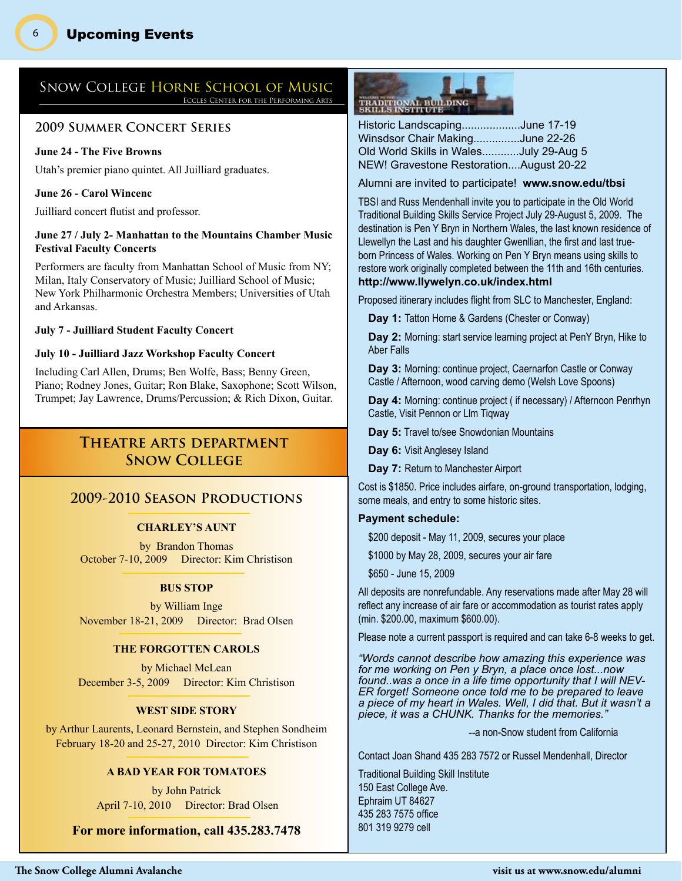# Upcoming Events

## Snow College Horne School of Music

Eccles Center for the Performing Arts

### 2009 Summer Concert Series

**June 24 - The Five Browns**

Utah's premier piano quintet. All Juilliard graduates.

**June 26 - Carol Wincenc**

Juilliard concert flutist and professor.

**June 27 / July 2- Manhattan to the Mountains Chamber Music Festival Faculty Concerts**

Performers are faculty from Manhattan School of Music from NY; Milan, Italy Conservatory of Music; Juilliard School of Music; New York Philharmonic Orchestra Members; Universities of Utah and Arkansas.

**July 7 - Juilliard Student Faculty Concert**

**July 10 - Juilliard Jazz Workshop Faculty Concert**

Including Carl Allen, Drums; Ben Wolfe, Bass; Benny Green, Piano; Rodney Jones, Guitar; Ron Blake, Saxophone; Scott Wilson, Trumpet; Jay Lawrence, Drums/Percussion; & Rich Dixon, Guitar.

## Theatre Arts Department Snow College

### 2009-2010 Season Productions

**CHARLEY'S AUNT**

by Brandon Thomas
October 7-10, 2009 Director: Kim Christison

**BUS STOP**

by William Inge
November 18-21, 2009 Director: Brad Olsen

**THE FORGOTTEN CAROLS**

by Michael McLean
December 3-5, 2009 Director: Kim Christison

**WEST SIDE STORY**

by Arthur Laurents, Leonard Bernstein, and Stephen Sondheim
February 18-20 and 25-27, 2010 Director: Kim Christison

**A BAD YEAR FOR TOMATOES**

by John Patrick
April 7-10, 2010 Director: Brad Olsen

**For more information, call 435.283.7478**

## Traditional Building Skills Institute

Historic Landscaping...................June 17-19
Winsdsor Chair Making...............June 22-26
Old World Skills in Wales............July 29-Aug 5
NEW! Gravestone Restoration....August 20-22

Alumni are invited to participate! **www.snow.edu/tbsi**

TBSI and Russ Mendenhall invite you to participate in the Old World Traditional Building Skills Service Project July 29-August 5, 2009. The destination is Pen Y Bryn in Northern Wales, the last known residence of Llewellyn the Last and his daughter Gwenllian, the first and last true-born Princess of Wales. Working on Pen Y Bryn means using skills to restore work originally completed between the 11th and 16th centuries.
**http://www.llywelyn.co.uk/index.html**

Proposed itinerary includes flight from SLC to Manchester, England:

**Day 1:** Tatton Home & Gardens (Chester or Conway)

**Day 2:** Morning: start service learning project at PenY Bryn, Hike to Aber Falls

**Day 3:** Morning: continue project, Caernarfon Castle or Conway Castle / Afternoon, wood carving demo (Welsh Love Spoons)

**Day 4:** Morning: continue project ( if necessary) / Afternoon Penrhyn Castle, Visit Pennon or Llm Tiqway

**Day 5:** Travel to/see Snowdonian Mountains

**Day 6:** Visit Anglesey Island

**Day 7:** Return to Manchester Airport

Cost is $1850. Price includes airfare, on-ground transportation, lodging, some meals, and entry to some historic sites.

**Payment schedule:**

$200 deposit - May 11, 2009, secures your place

$1000 by May 28, 2009, secures your air fare

$650 - June 15, 2009

All deposits are nonrefundable. Any reservations made after May 28 will reflect any increase of air fare or accommodation as tourist rates apply (min. $200.00, maximum $600.00).

Please note a current passport is required and can take 6-8 weeks to get.

*"Words cannot describe how amazing this experience was for me working on Pen y Bryn, a place once lost...now found..was a once in a life time opportunity that I will NEVER forget! Someone once told me to be prepared to leave a piece of my heart in Wales. Well, I did that. But it wasn't a piece, it was a CHUNK. Thanks for the memories."*

--a non-Snow student from California

Contact Joan Shand 435 283 7572 or Russel Mendenhall, Director

Traditional Building Skill Institute
150 East College Ave.
Ephraim UT 84627
435 283 7575 office
801 319 9279 cell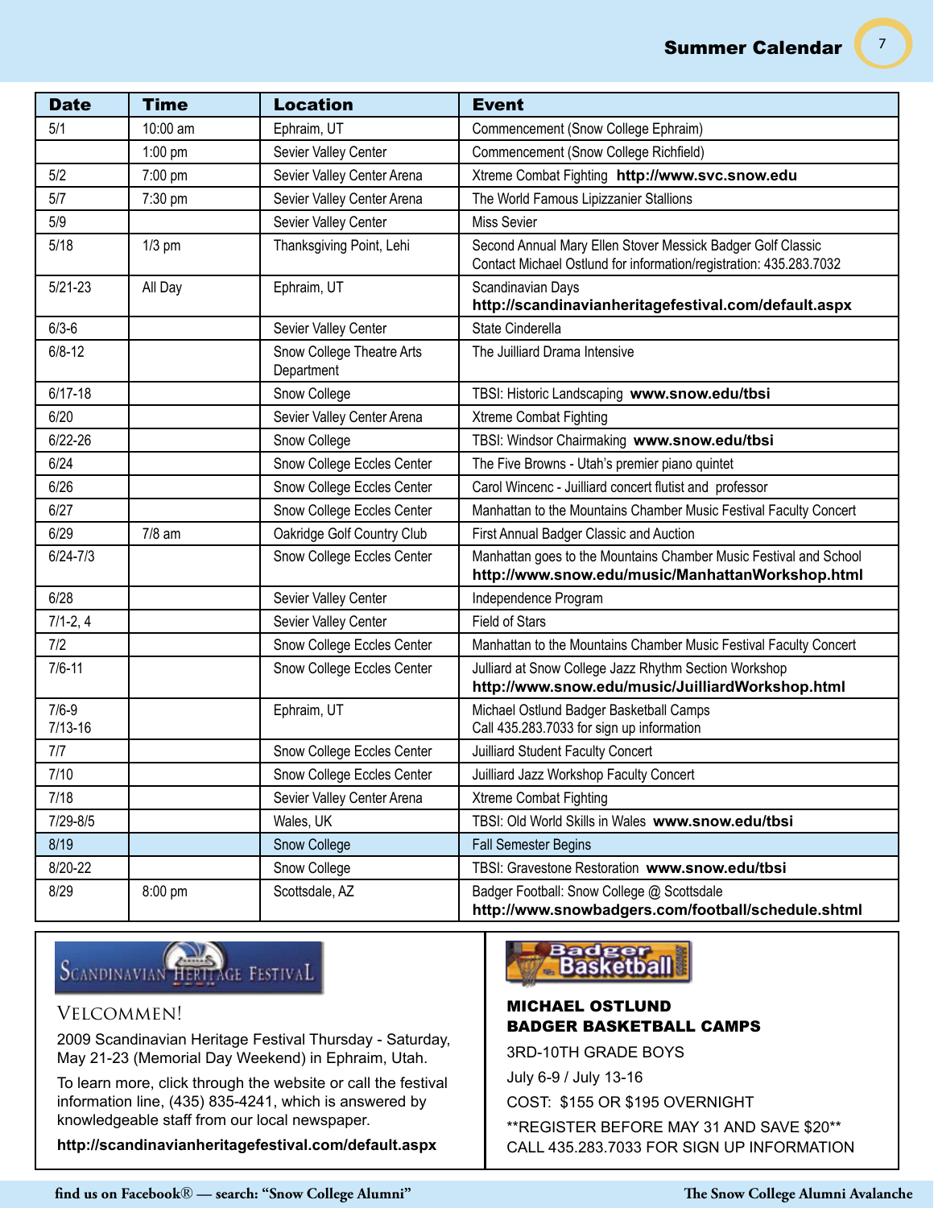# Summer Calendar

| Date | Time | Location | Event |
|---|---|---|---|
| 5/1 | 10:00 am | Ephraim, UT | Commencement (Snow College Ephraim) |
| | 1:00 pm | Sevier Valley Center | Commencement (Snow College Richfield) |
| 5/2 | 7:00 pm | Sevier Valley Center Arena | Xtreme Combat Fighting **http://www.svc.snow.edu** |
| 5/7 | 7:30 pm | Sevier Valley Center Arena | The World Famous Lipizzanier Stallions |
| 5/9 | | Sevier Valley Center | Miss Sevier |
| 5/18 | 1/3 pm | Thanksgiving Point, Lehi | Second Annual Mary Ellen Stover Messick Badger Golf Classic Contact Michael Ostlund for information/registration: 435.283.7032 |
| 5/21-23 | All Day | Ephraim, UT | Scandinavian Days **http://scandinavianheritagefestival.com/default.aspx** |
| 6/3-6 | | Sevier Valley Center | State Cinderella |
| 6/8-12 | | Snow College Theatre Arts Department | The Juilliard Drama Intensive |
| 6/17-18 | | Snow College | TBSI: Historic Landscaping **www.snow.edu/tbsi** |
| 6/20 | | Sevier Valley Center Arena | Xtreme Combat Fighting |
| 6/22-26 | | Snow College | TBSI: Windsor Chairmaking **www.snow.edu/tbsi** |
| 6/24 | | Snow College Eccles Center | The Five Browns - Utah's premier piano quintet |
| 6/26 | | Snow College Eccles Center | Carol Wincenc - Juilliard concert flutist and professor |
| 6/27 | | Snow College Eccles Center | Manhattan to the Mountains Chamber Music Festival Faculty Concert |
| 6/29 | 7/8 am | Oakridge Golf Country Club | First Annual Badger Classic and Auction |
| 6/24-7/3 | | Snow College Eccles Center | Manhattan goes to the Mountains Chamber Music Festival and School **http://www.snow.edu/music/ManhattanWorkshop.html** |
| 6/28 | | Sevier Valley Center | Independence Program |
| 7/1-2, 4 | | Sevier Valley Center | Field of Stars |
| 7/2 | | Snow College Eccles Center | Manhattan to the Mountains Chamber Music Festival Faculty Concert |
| 7/6-11 | | Snow College Eccles Center | Julliard at Snow College Jazz Rhythm Section Workshop **http://www.snow.edu/music/JuilliardWorkshop.html** |
| 7/6-9 7/13-16 | | Ephraim, UT | Michael Ostlund Badger Basketball Camps Call 435.283.7033 for sign up information |
| 7/7 | | Snow College Eccles Center | Juilliard Student Faculty Concert |
| 7/10 | | Snow College Eccles Center | Juilliard Jazz Workshop Faculty Concert |
| 7/18 | | Sevier Valley Center Arena | Xtreme Combat Fighting |
| 7/29-8/5 | | Wales, UK | TBSI: Old World Skills in Wales **www.snow.edu/tbsi** |
| 8/19 | | Snow College | Fall Semester Begins |
| 8/20-22 | | Snow College | TBSI: Gravestone Restoration **www.snow.edu/tbsi** |
| 8/29 | 8:00 pm | Scottsdale, AZ | Badger Football: Snow College @ Scottsdale **http://www.snowbadgers.com/football/schedule.shtml** |

Scandinavian Heritage Festival

## Velcommen!

2009 Scandinavian Heritage Festival Thursday - Saturday, May 21-23 (Memorial Day Weekend) in Ephraim, Utah.

To learn more, click through the website or call the festival information line, (435) 835-4241, which is answered by knowledgeable staff from our local newspaper.

**http://scandinavianheritagefestival.com/default.aspx**

Badger Basketball

**MICHAEL OSTLUND**
**BADGER BASKETBALL CAMPS**

3RD-10TH GRADE BOYS

July 6-9 / July 13-16

COST: $155 OR $195 OVERNIGHT

**REGISTER BEFORE MAY 31 AND SAVE $20**
CALL 435.283.7033 FOR SIGN UP INFORMATION

find us on Facebook® — search: "Snow College Alumni"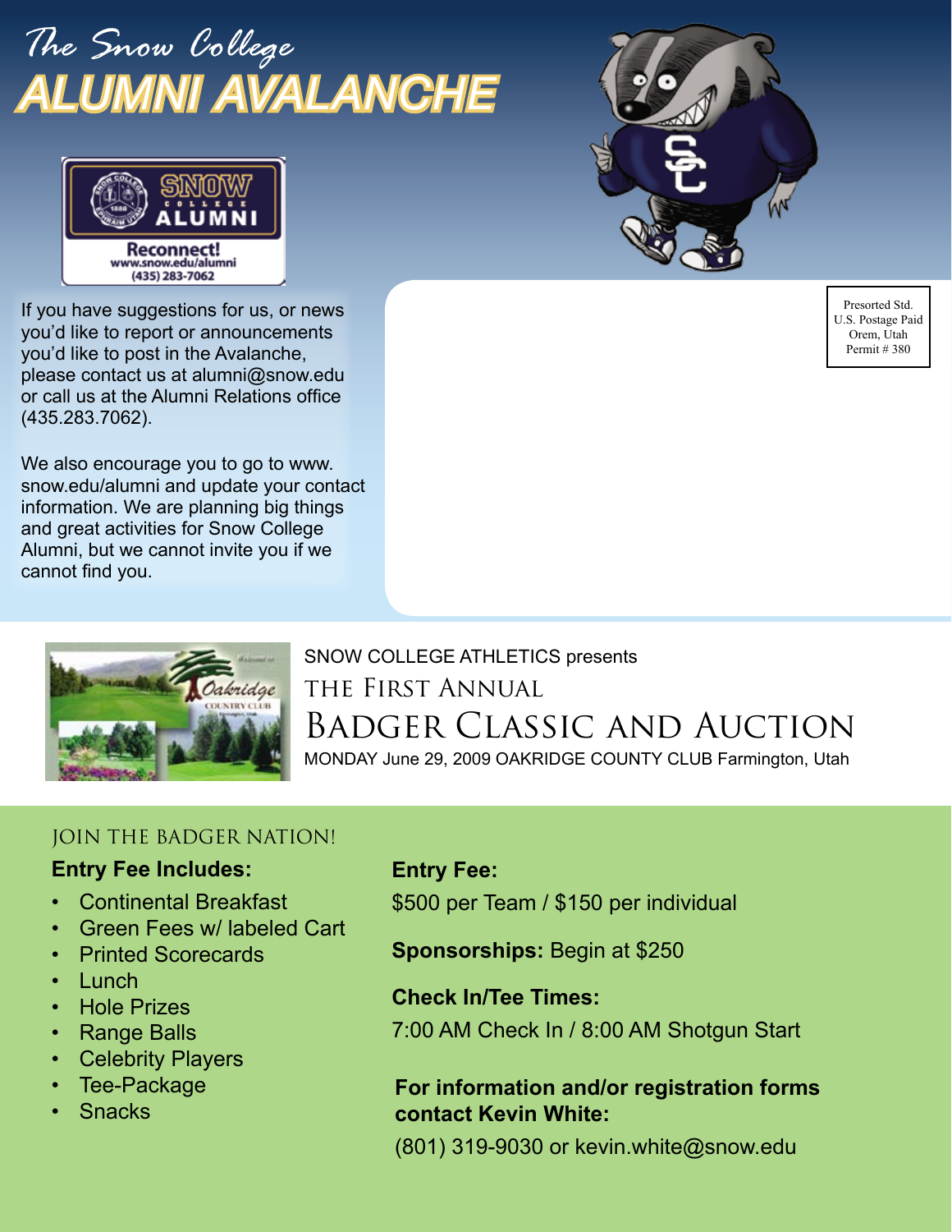# The Snow College ALUMNI AVALANCHE

SNOW COLLEGE ALUMNI

Reconnect!
www.snow.edu/alumni
(435) 283-7062

If you have suggestions for us, or news you'd like to report or announcements you'd like to post in the Avalanche, please contact us at alumni@snow.edu or call us at the Alumni Relations office (435.283.7062).

We also encourage you to go to www.snow.edu/alumni and update your contact information. We are planning big things and great activities for Snow College Alumni, but we cannot invite you if we cannot find you.

Presorted Std.
U.S. Postage Paid
Orem, Utah
Permit # 380

SNOW COLLEGE ATHLETICS presents

## THE FIRST ANNUAL BADGER CLASSIC AND AUCTION

MONDAY June 29, 2009 OAKRIDGE COUNTY CLUB Farmington, Utah

### JOIN THE BADGER NATION!

**Entry Fee Includes:**

- Continental Breakfast
- Green Fees w/ labeled Cart
- Printed Scorecards
- Lunch
- Hole Prizes
- Range Balls
- Celebrity Players
- Tee-Package
- Snacks

**Entry Fee:**

$500 per Team / $150 per individual

**Sponsorships:** Begin at $250

**Check In/Tee Times:**

7:00 AM Check In / 8:00 AM Shotgun Start

**For information and/or registration forms contact Kevin White:**

(801) 319-9030 or kevin.white@snow.edu